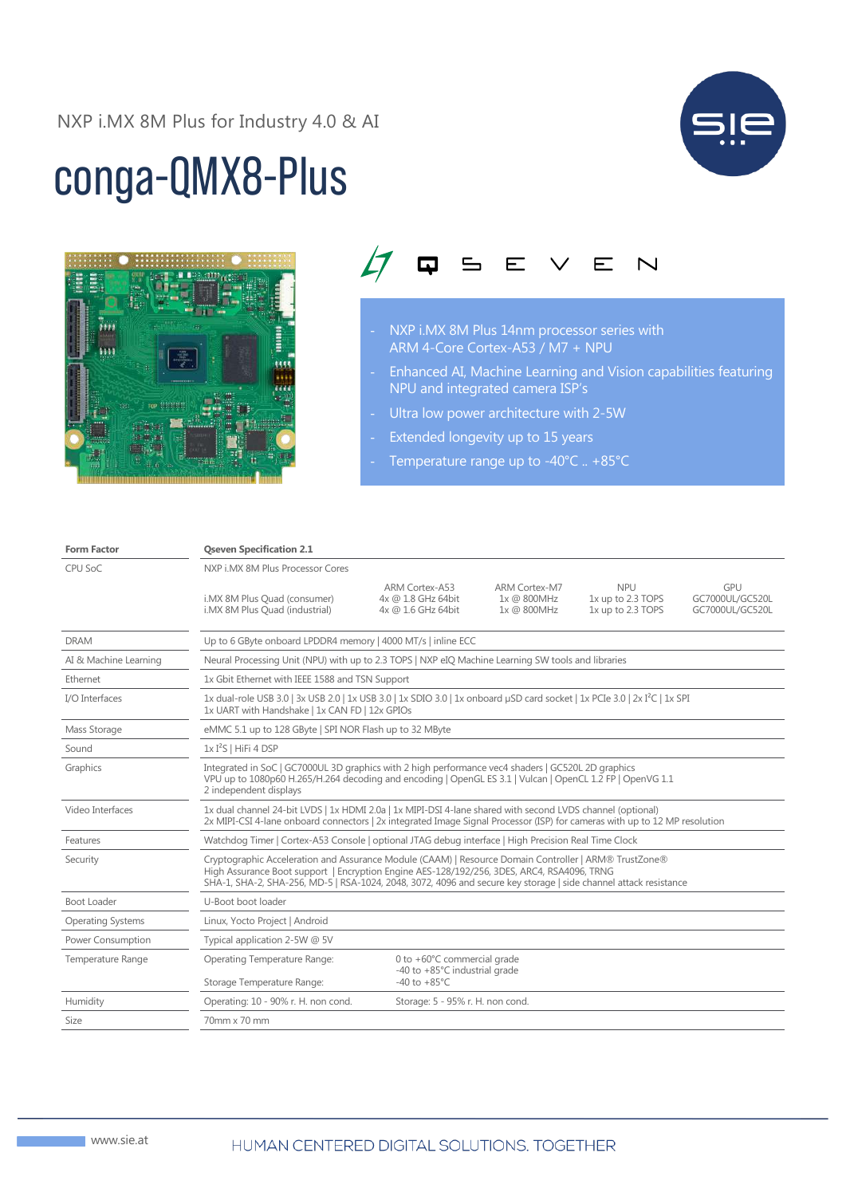NXP i.MX 8M Plus for Industry 4.0 & AI

# conga-QMX8-Plus

QSEVEN

- NXP i.MX 8M Plus 14nm processor series with ARM 4-Core Cortex-A53 / M7 + NPU
- Enhanced AI, Machine Learning and Vision capabilities featuring NPU and integrated camera ISP's
- Ultra low power architecture with 2-5W
- Extended longevity up to 15 years
- Temperature range up to -40°C .. +85°C

| **Form Factor** | **Qseven Specification 2.1** | | | | |
|---|---|---|---|---|---|
| CPU SoC | NXP i.MX 8M Plus Processor Cores | | | | |
| | i.MX 8M Plus Quad (consumer)<br>i.MX 8M Plus Quad (industrial) | ARM Cortex-A53<br>4x @ 1.8 GHz 64bit<br>4x @ 1.6 GHz 64bit | ARM Cortex-M7<br>1x @ 800MHz<br>1x @ 800MHz | NPU<br>1x up to 2.3 TOPS<br>1x up to 2.3 TOPS | GPU<br>GC7000UL/GC520L<br>GC7000UL/GC520L |
| DRAM | Up to 6 GByte onboard LPDDR4 memory \| 4000 MT/s \| inline ECC | | | | |
| AI & Machine Learning | Neural Processing Unit (NPU) with up to 2.3 TOPS \| NXP eIQ Machine Learning SW tools and libraries | | | | |
| Ethernet | 1x Gbit Ethernet with IEEE 1588 and TSN Support | | | | |
| I/O Interfaces | 1x dual-role USB 3.0 \| 3x USB 2.0 \| 1x USB 3.0 \| 1x SDIO 3.0 \| 1x onboard µSD card socket \| 1x PCIe 3.0 \| 2x I²C \| 1x SPI<br>1x UART with Handshake \| 1x CAN FD \| 12x GPIOs | | | | |
| Mass Storage | eMMC 5.1 up to 128 GByte \| SPI NOR Flash up to 32 MByte | | | | |
| Sound | 1x I²S \| HiFi 4 DSP | | | | |
| Graphics | Integrated in SoC \| GC7000UL 3D graphics with 2 high performance vec4 shaders \| GC520L 2D graphics<br>VPU up to 1080p60 H.265/H.264 decoding and encoding \| OpenGL ES 3.1 \| Vulcan \| OpenCL 1.2 FP \| OpenVG 1.1<br>2 independent displays | | | | |
| Video Interfaces | 1x dual channel 24-bit LVDS \| 1x HDMI 2.0a \| 1x MIPI-DSI 4-lane shared with second LVDS channel (optional)<br>2x MIPI-CSI 4-lane onboard connectors \| 2x integrated Image Signal Processor (ISP) for cameras with up to 12 MP resolution | | | | |
| Features | Watchdog Timer \| Cortex-A53 Console \| optional JTAG debug interface \| High Precision Real Time Clock | | | | |
| Security | Cryptographic Acceleration and Assurance Module (CAAM) \| Resource Domain Controller \| ARM® TrustZone®<br>High Assurance Boot support \| Encryption Engine AES-128/192/256, 3DES, ARC4, RSA4096, TRNG<br>SHA-1, SHA-2, SHA-256, MD-5 \| RSA-1024, 2048, 3072, 4096 and secure key storage \| side channel attack resistance | | | | |
| Boot Loader | U-Boot boot loader | | | | |
| Operating Systems | Linux, Yocto Project \| Android | | | | |
| Power Consumption | Typical application 2-5W @ 5V | | | | |
| Temperature Range | Operating Temperature Range:<br><br>Storage Temperature Range: | 0 to +60°C commercial grade<br>-40 to +85°C industrial grade<br>-40 to +85°C | | | |
| Humidity | Operating: 10 - 90% r. H. non cond. | Storage: 5 - 95% r. H. non cond. | | | |
| Size | 70mm x 70 mm | | | | |

www.sie.at

HUMAN CENTERED DIGITAL SOLUTIONS. TOGETHER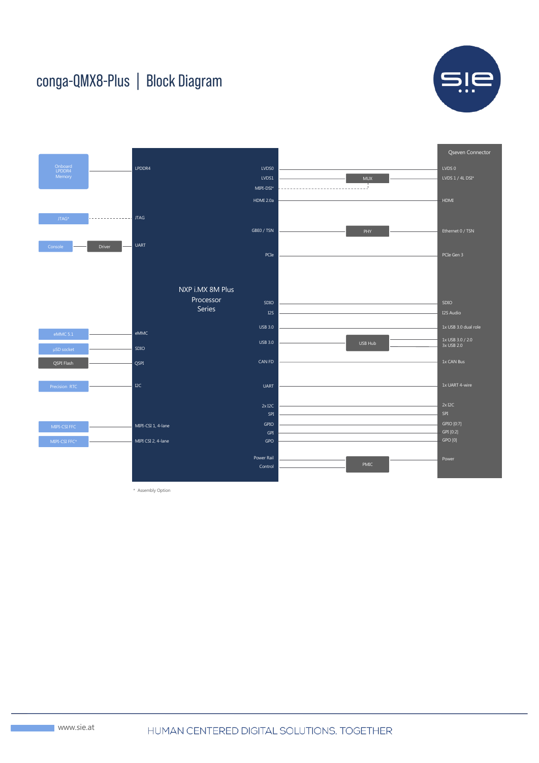# conga-QMX8-Plus | Block Diagram

**Left-side components → NXP i.MX 8M Plus Processor Series (left interfaces)**

| Component | Via | Processor Interface |
|---|---|---|
| Onboard LPDDR4 Memory | | LPDDR4 |
| JTAG* | | JTAG |
| Console | Driver | UART |
| eMMC 5.1 | | eMMC |
| µSD socket | | SDIO |
| QSPI Flash | | QSPI |
| Precision RTC | | I2C |
| MIPI-CSI FFC | | MIPI-CSI 1, 4-lane |
| MIPI-CSI FFC* | | MIPI CSI 2, 4-lane |

**NXP i.MX 8M Plus Processor Series (right interfaces) → Qseven Connector**

| Processor Interface | Via | Qseven Connector |
|---|---|---|
| LVDS0 | | LVDS 0 |
| LVDS1 | MUX | LVDS 1 / 4L DSI* |
| MIPI-DSI* | MUX | |
| HDMI 2.0a | | HDMI |
| GBE0 / TSN | PHY | Ethernet 0 / TSN |
| PCIe | | PCIe Gen 3 |
| SDIO | | SDIO |
| I2S | | I2S Audio |
| USB 3.0 | | 1x USB 3.0 dual role |
| USB 3.0 | USB Hub | 1x USB 3.0 / 2.0, 3x USB 2.0 |
| CAN FD | | 1x CAN Bus |
| UART | | 1x UART 4-wire |
| 2x I2C | | 2x I2C |
| SPI | | SPI |
| GPIO | | GPIO [0:7] |
| GPI | | GPI [0:2] |
| GPO | | GPO [0] |
| Power Rail Control | PMIC | Power |

\* Assembly Option

www.sie.at

HUMAN CENTERED DIGITAL SOLUTIONS. TOGETHER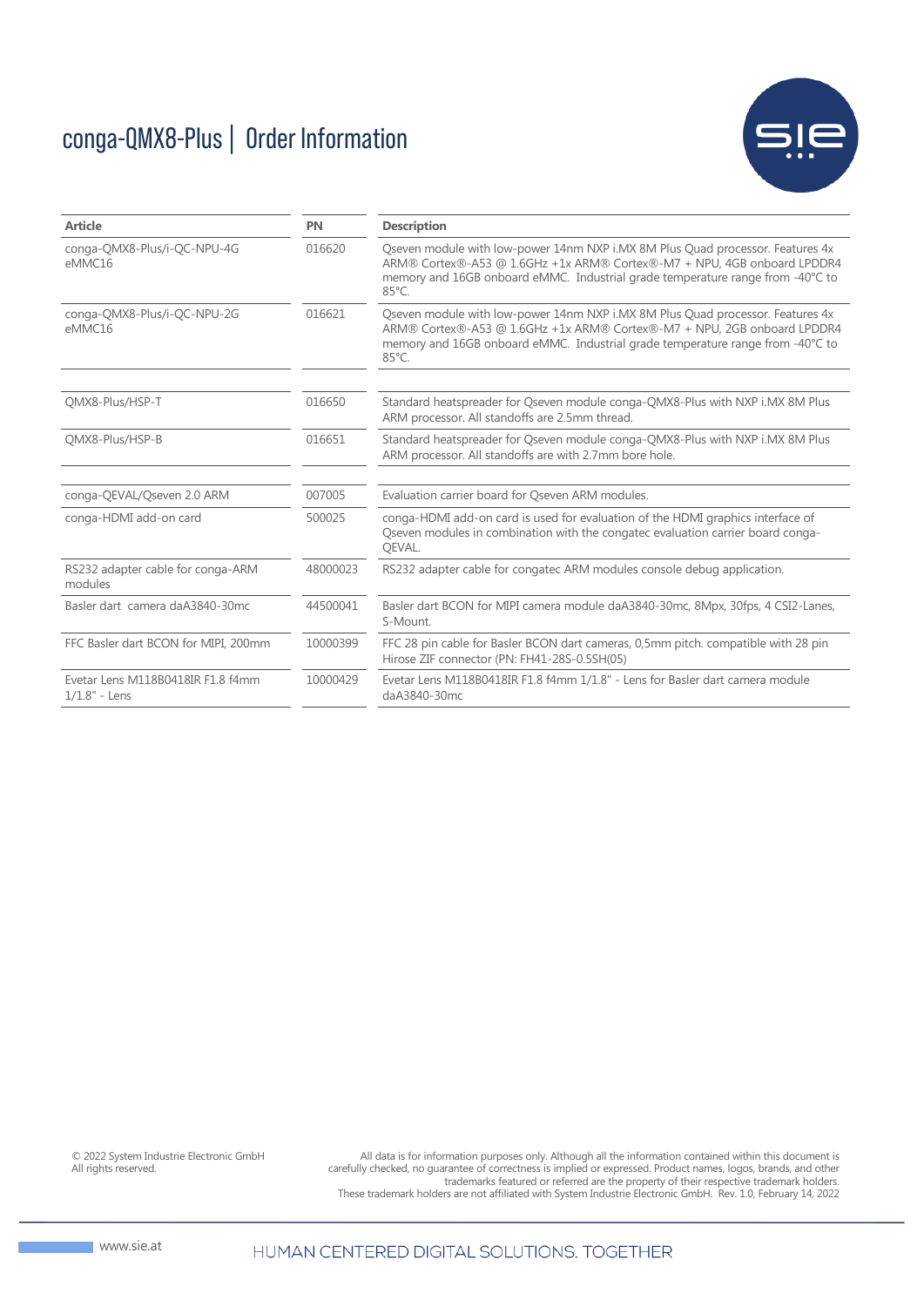# conga-QMX8-Plus | Order Information

| Article | PN | Description |
|---|---|---|
| conga-QMX8-Plus/i-QC-NPU-4G eMMC16 | 016620 | Qseven module with low-power 14nm NXP i.MX 8M Plus Quad processor. Features 4x ARM® Cortex®-A53 @ 1.6GHz +1x ARM® Cortex®-M7 + NPU, 4GB onboard LPDDR4 memory and 16GB onboard eMMC. Industrial grade temperature range from -40°C to 85°C. |
| conga-QMX8-Plus/i-QC-NPU-2G eMMC16 | 016621 | Qseven module with low-power 14nm NXP i.MX 8M Plus Quad processor. Features 4x ARM® Cortex®-A53 @ 1.6GHz +1x ARM® Cortex®-M7 + NPU, 2GB onboard LPDDR4 memory and 16GB onboard eMMC. Industrial grade temperature range from -40°C to 85°C. |
| | | |
| QMX8-Plus/HSP-T | 016650 | Standard heatspreader for Qseven module conga-QMX8-Plus with NXP i.MX 8M Plus ARM processor. All standoffs are 2.5mm thread. |
| QMX8-Plus/HSP-B | 016651 | Standard heatspreader for Qseven module conga-QMX8-Plus with NXP i.MX 8M Plus ARM processor. All standoffs are with 2.7mm bore hole. |
| | | |
| conga-QEVAL/Qseven 2.0 ARM | 007005 | Evaluation carrier board for Qseven ARM modules. |
| conga-HDMI add-on card | 500025 | conga-HDMI add-on card is used for evaluation of the HDMI graphics interface of Qseven modules in combination with the congatec evaluation carrier board conga-QEVAL. |
| RS232 adapter cable for conga-ARM modules | 48000023 | RS232 adapter cable for congatec ARM modules console debug application. |
| Basler dart camera daA3840-30mc | 44500041 | Basler dart BCON for MIPI camera module daA3840-30mc, 8Mpx, 30fps, 4 CSI2-Lanes, S-Mount. |
| FFC Basler dart BCON for MIPI, 200mm | 10000399 | FFC 28 pin cable for Basler BCON dart cameras, 0,5mm pitch. compatible with 28 pin Hirose ZIF connector (PN: FH41-28S-0.5SH(05) |
| Evetar Lens M118B0418IR F1.8 f4mm 1/1.8" - Lens | 10000429 | Evetar Lens M118B0418IR F1.8 f4mm 1/1.8" - Lens for Basler dart camera module daA3840-30mc |

© 2022 System Industrie Electronic GmbH
All rights reserved.

All data is for information purposes only. Although all the information contained within this document is carefully checked, no guarantee of correctness is implied or expressed. Product names, logos, brands, and other trademarks featured or referred are the property of their respective trademark holders. These trademark holders are not affiliated with System Industrie Electronic GmbH. Rev. 1.0, February 14, 2022

www.sie.at

HUMAN CENTERED DIGITAL SOLUTIONS. TOGETHER